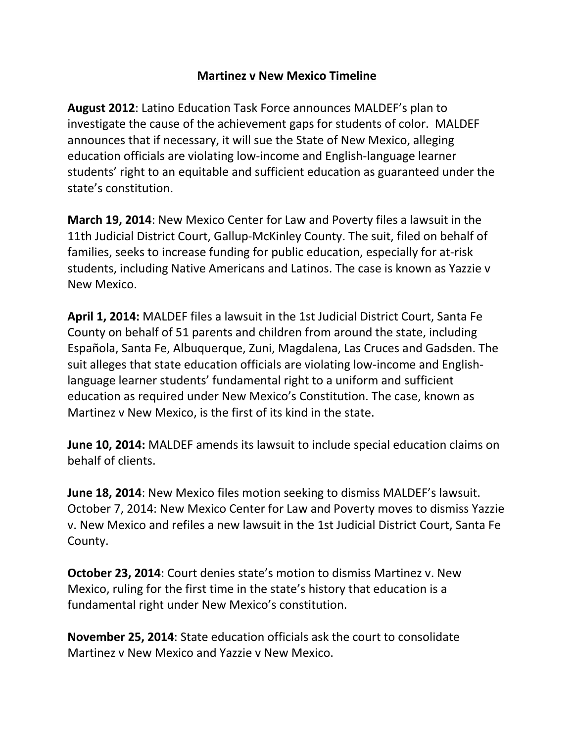# Martinez v New Mexico Timeline

**August 2012**: Latino Education Task Force announces MALDEF's plan to investigate the cause of the achievement gaps for students of color. MALDEF announces that if necessary, it will sue the State of New Mexico, alleging education officials are violating low-income and English-language learner students' right to an equitable and sufficient education as guaranteed under the state's constitution.

**March 19, 2014**: New Mexico Center for Law and Poverty files a lawsuit in the 11th Judicial District Court, Gallup-McKinley County. The suit, filed on behalf of families, seeks to increase funding for public education, especially for at-risk students, including Native Americans and Latinos. The case is known as Yazzie v New Mexico.

**April 1, 2014:** MALDEF files a lawsuit in the 1st Judicial District Court, Santa Fe County on behalf of 51 parents and children from around the state, including Española, Santa Fe, Albuquerque, Zuni, Magdalena, Las Cruces and Gadsden. The suit alleges that state education officials are violating low-income and English-language learner students' fundamental right to a uniform and sufficient education as required under New Mexico's Constitution. The case, known as Martinez v New Mexico, is the first of its kind in the state.

**June 10, 2014:** MALDEF amends its lawsuit to include special education claims on behalf of clients.

**June 18, 2014**: New Mexico files motion seeking to dismiss MALDEF's lawsuit. October 7, 2014: New Mexico Center for Law and Poverty moves to dismiss Yazzie v. New Mexico and refiles a new lawsuit in the 1st Judicial District Court, Santa Fe County.

**October 23, 2014**: Court denies state's motion to dismiss Martinez v. New Mexico, ruling for the first time in the state's history that education is a fundamental right under New Mexico's constitution.

**November 25, 2014**: State education officials ask the court to consolidate Martinez v New Mexico and Yazzie v New Mexico.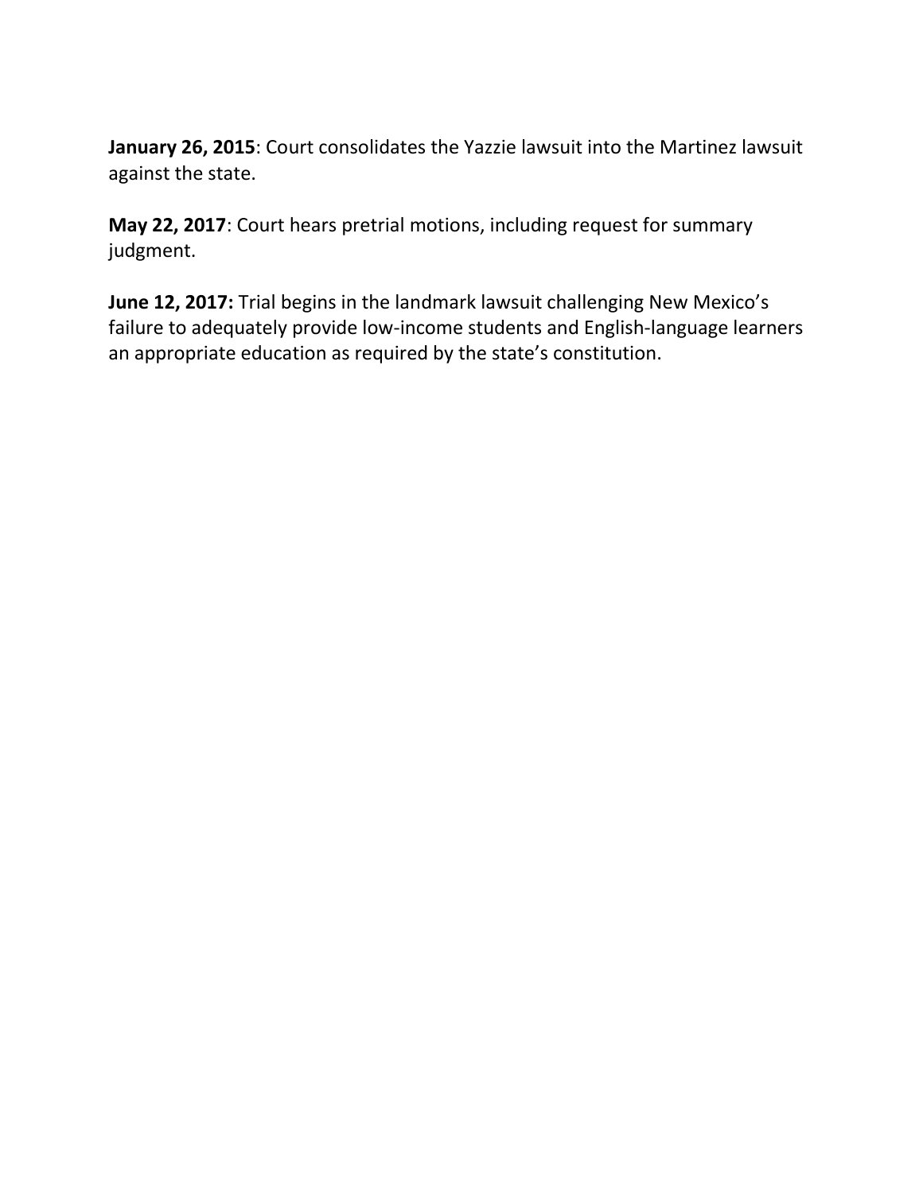**January 26, 2015**: Court consolidates the Yazzie lawsuit into the Martinez lawsuit against the state.

**May 22, 2017**: Court hears pretrial motions, including request for summary judgment.

**June 12, 2017:** Trial begins in the landmark lawsuit challenging New Mexico's failure to adequately provide low-income students and English-language learners an appropriate education as required by the state's constitution.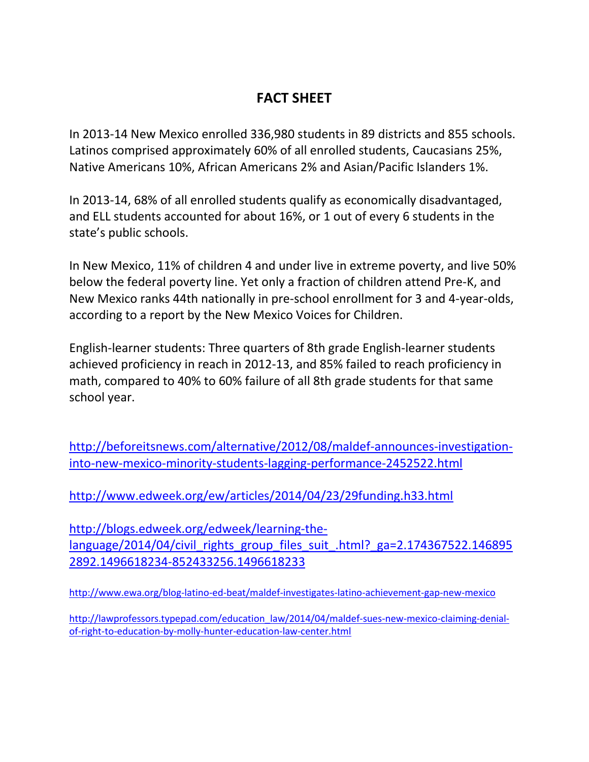# FACT SHEET

In 2013-14 New Mexico enrolled 336,980 students in 89 districts and 855 schools. Latinos comprised approximately 60% of all enrolled students, Caucasians 25%, Native Americans 10%, African Americans 2% and Asian/Pacific Islanders 1%.

In 2013-14, 68% of all enrolled students qualify as economically disadvantaged, and ELL students accounted for about 16%, or 1 out of every 6 students in the state's public schools.

In New Mexico, 11% of children 4 and under live in extreme poverty, and live 50% below the federal poverty line. Yet only a fraction of children attend Pre-K, and New Mexico ranks 44th nationally in pre-school enrollment for 3 and 4-year-olds, according to a report by the New Mexico Voices for Children.

English-learner students: Three quarters of 8th grade English-learner students achieved proficiency in reach in 2012-13, and 85% failed to reach proficiency in math, compared to 40% to 60% failure of all 8th grade students for that same school year.

http://beforeitsnews.com/alternative/2012/08/maldef-announces-investigation-into-new-mexico-minority-students-lagging-performance-2452522.html

http://www.edweek.org/ew/articles/2014/04/23/29funding.h33.html

http://blogs.edweek.org/edweek/learning-the-language/2014/04/civil_rights_group_files_suit_.html?_ga=2.174367522.1468952892.1496618234-852433256.1496618233

http://www.ewa.org/blog-latino-ed-beat/maldef-investigates-latino-achievement-gap-new-mexico

http://lawprofessors.typepad.com/education_law/2014/04/maldef-sues-new-mexico-claiming-denial-of-right-to-education-by-molly-hunter-education-law-center.html